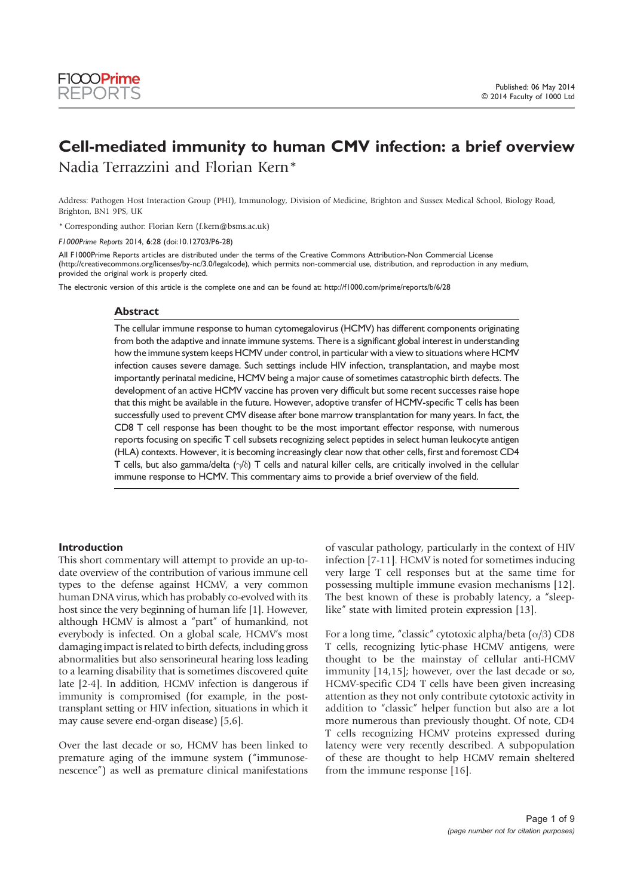# Cell-mediated immunity to human CMV infection: a brief overview

Nadia Terrazzini and Florian Kern*

Address: Pathogen Host Interaction Group (PHI), Immunology, Division of Medicine, Brighton and Sussex Medical School, Biology Road, Brighton, BN1 9PS, UK

* Corresponding author: Florian Kern (f.kern@bsms.ac.uk)

*F1000Prime Reports* 2014, **6**:28 (doi:10.12703/P6-28)

All F1000Prime Reports articles are distributed under the terms of the Creative Commons Attribution-Non Commercial License (http://creativecommons.org/licenses/by-nc/3.0/legalcode), which permits non-commercial use, distribution, and reproduction in any medium, provided the original work is properly cited.

The electronic version of this article is the complete one and can be found at: http://f1000.com/prime/reports/b/6/28

## Abstract

The cellular immune response to human cytomegalovirus (HCMV) has different components originating from both the adaptive and innate immune systems. There is a significant global interest in understanding how the immune system keeps HCMV under control, in particular with a view to situations where HCMV infection causes severe damage. Such settings include HIV infection, transplantation, and maybe most importantly perinatal medicine, HCMV being a major cause of sometimes catastrophic birth defects. The development of an active HCMV vaccine has proven very difficult but some recent successes raise hope that this might be available in the future. However, adoptive transfer of HCMV-specific T cells has been successfully used to prevent CMV disease after bone marrow transplantation for many years. In fact, the CD8 T cell response has been thought to be the most important effector response, with numerous reports focusing on specific T cell subsets recognizing select peptides in select human leukocyte antigen (HLA) contexts. However, it is becoming increasingly clear now that other cells, first and foremost CD4 T cells, but also gamma/delta ($\gamma/\delta$) T cells and natural killer cells, are critically involved in the cellular immune response to HCMV. This commentary aims to provide a brief overview of the field.

## Introduction

This short commentary will attempt to provide an up-to-date overview of the contribution of various immune cell types to the defense against HCMV, a very common human DNA virus, which has probably co-evolved with its host since the very beginning of human life [1]. However, although HCMV is almost a "part" of humankind, not everybody is infected. On a global scale, HCMV's most damaging impact is related to birth defects, including gross abnormalities but also sensorineural hearing loss leading to a learning disability that is sometimes discovered quite late [2-4]. In addition, HCMV infection is dangerous if immunity is compromised (for example, in the post-transplant setting or HIV infection, situations in which it may cause severe end-organ disease) [5,6].

Over the last decade or so, HCMV has been linked to premature aging of the immune system ("immunosenescence") as well as premature clinical manifestations of vascular pathology, particularly in the context of HIV infection [7-11]. HCMV is noted for sometimes inducing very large T cell responses but at the same time for possessing multiple immune evasion mechanisms [12]. The best known of these is probably latency, a "sleep-like" state with limited protein expression [13].

For a long time, "classic" cytotoxic alpha/beta ($\alpha/\beta$) CD8 T cells, recognizing lytic-phase HCMV antigens, were thought to be the mainstay of cellular anti-HCMV immunity [14,15]; however, over the last decade or so, HCMV-specific CD4 T cells have been given increasing attention as they not only contribute cytotoxic activity in addition to "classic" helper function but also are a lot more numerous than previously thought. Of note, CD4 T cells recognizing HCMV proteins expressed during latency were very recently described. A subpopulation of these are thought to help HCMV remain sheltered from the immune response [16].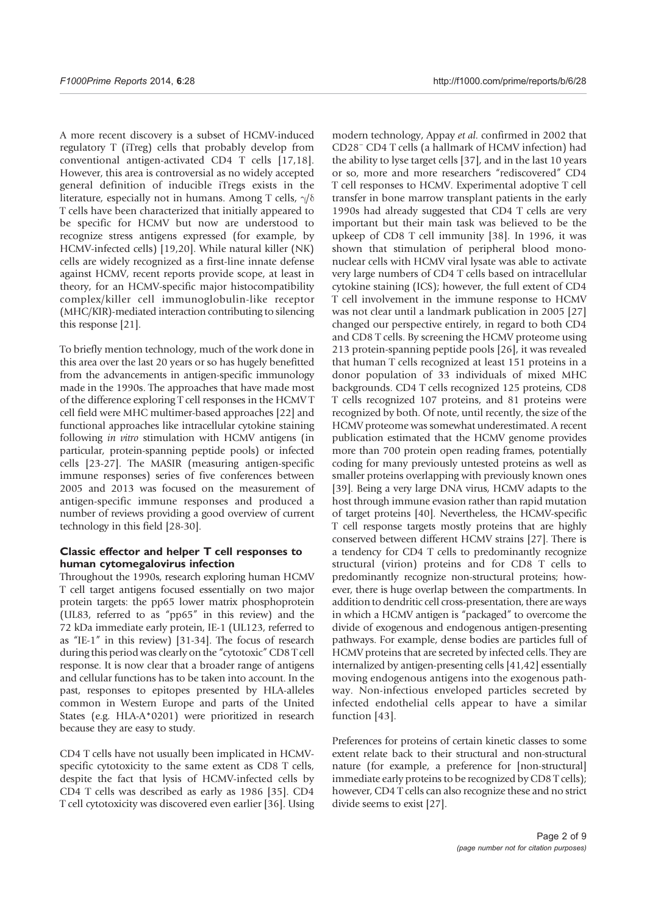A more recent discovery is a subset of HCMV-induced regulatory T (iTreg) cells that probably develop from conventional antigen-activated CD4 T cells [17,18]. However, this area is controversial as no widely accepted general definition of inducible iTregs exists in the literature, especially not in humans. Among T cells, $\gamma/\delta$ T cells have been characterized that initially appeared to be specific for HCMV but now are understood to recognize stress antigens expressed (for example, by HCMV-infected cells) [19,20]. While natural killer (NK) cells are widely recognized as a first-line innate defense against HCMV, recent reports provide scope, at least in theory, for an HCMV-specific major histocompatibility complex/killer cell immunoglobulin-like receptor (MHC/KIR)-mediated interaction contributing to silencing this response [21].

To briefly mention technology, much of the work done in this area over the last 20 years or so has hugely benefitted from the advancements in antigen-specific immunology made in the 1990s. The approaches that have made most of the difference exploring T cell responses in the HCMV T cell field were MHC multimer-based approaches [22] and functional approaches like intracellular cytokine staining following *in vitro* stimulation with HCMV antigens (in particular, protein-spanning peptide pools) or infected cells [23-27]. The MASIR (measuring antigen-specific immune responses) series of five conferences between 2005 and 2013 was focused on the measurement of antigen-specific immune responses and produced a number of reviews providing a good overview of current technology in this field [28-30].

## Classic effector and helper T cell responses to human cytomegalovirus infection

Throughout the 1990s, research exploring human HCMV T cell target antigens focused essentially on two major protein targets: the pp65 lower matrix phosphoprotein (UL83, referred to as "pp65" in this review) and the 72 kDa immediate early protein, IE-1 (UL123, referred to as "IE-1" in this review) [31-34]. The focus of research during this period was clearly on the "cytotoxic" CD8 T cell response. It is now clear that a broader range of antigens and cellular functions has to be taken into account. In the past, responses to epitopes presented by HLA-alleles common in Western Europe and parts of the United States (e.g. HLA-A*0201) were prioritized in research because they are easy to study.

CD4 T cells have not usually been implicated in HCMV-specific cytotoxicity to the same extent as CD8 T cells, despite the fact that lysis of HCMV-infected cells by CD4 T cells was described as early as 1986 [35]. CD4 T cell cytotoxicity was discovered even earlier [36]. Using modern technology, Appay *et al.* confirmed in 2002 that $CD28^{-}$ CD4 T cells (a hallmark of HCMV infection) had the ability to lyse target cells [37], and in the last 10 years or so, more and more researchers "rediscovered" CD4 T cell responses to HCMV. Experimental adoptive T cell transfer in bone marrow transplant patients in the early 1990s had already suggested that CD4 T cells are very important but their main task was believed to be the upkeep of CD8 T cell immunity [38]. In 1996, it was shown that stimulation of peripheral blood mononuclear cells with HCMV viral lysate was able to activate very large numbers of CD4 T cells based on intracellular cytokine staining (ICS); however, the full extent of CD4 T cell involvement in the immune response to HCMV was not clear until a landmark publication in 2005 [27] changed our perspective entirely, in regard to both CD4 and CD8 T cells. By screening the HCMV proteome using 213 protein-spanning peptide pools [26], it was revealed that human T cells recognized at least 151 proteins in a donor population of 33 individuals of mixed MHC backgrounds. CD4 T cells recognized 125 proteins, CD8 T cells recognized 107 proteins, and 81 proteins were recognized by both. Of note, until recently, the size of the HCMV proteome was somewhat underestimated. A recent publication estimated that the HCMV genome provides more than 700 protein open reading frames, potentially coding for many previously untested proteins as well as smaller proteins overlapping with previously known ones [39]. Being a very large DNA virus, HCMV adapts to the host through immune evasion rather than rapid mutation of target proteins [40]. Nevertheless, the HCMV-specific T cell response targets mostly proteins that are highly conserved between different HCMV strains [27]. There is a tendency for CD4 T cells to predominantly recognize structural (virion) proteins and for CD8 T cells to predominantly recognize non-structural proteins; however, there is huge overlap between the compartments. In addition to dendritic cell cross-presentation, there are ways in which a HCMV antigen is "packaged" to overcome the divide of exogenous and endogenous antigen-presenting pathways. For example, dense bodies are particles full of HCMV proteins that are secreted by infected cells. They are internalized by antigen-presenting cells [41,42] essentially moving endogenous antigens into the exogenous pathway. Non-infectious enveloped particles secreted by infected endothelial cells appear to have a similar function [43].

Preferences for proteins of certain kinetic classes to some extent relate back to their structural and non-structural nature (for example, a preference for [non-structural] immediate early proteins to be recognized by CD8 T cells); however, CD4 T cells can also recognize these and no strict divide seems to exist [27].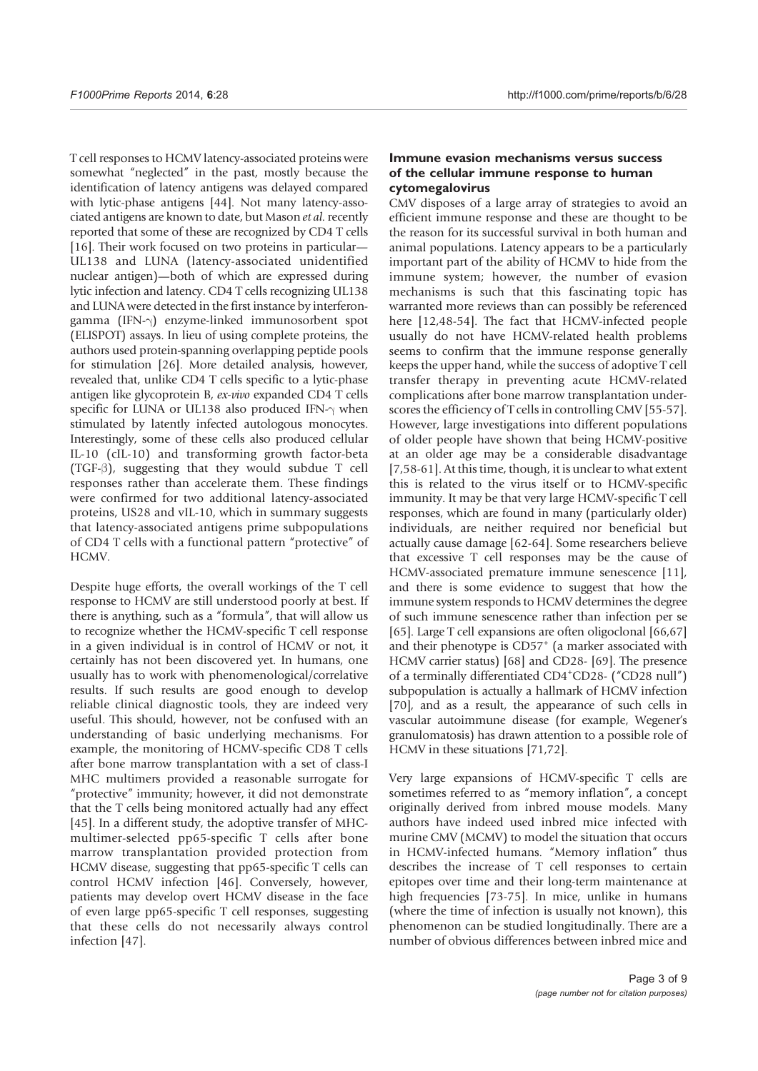T cell responses to HCMV latency-associated proteins were somewhat "neglected" in the past, mostly because the identification of latency antigens was delayed compared with lytic-phase antigens [44]. Not many latency-associated antigens are known to date, but Mason *et al.* recently reported that some of these are recognized by CD4 T cells [16]. Their work focused on two proteins in particular—UL138 and LUNA (latency-associated unidentified nuclear antigen)—both of which are expressed during lytic infection and latency. CD4 T cells recognizing UL138 and LUNA were detected in the first instance by interferon-gamma (IFN-$\gamma$) enzyme-linked immunosorbent spot (ELISPOT) assays. In lieu of using complete proteins, the authors used protein-spanning overlapping peptide pools for stimulation [26]. More detailed analysis, however, revealed that, unlike CD4 T cells specific to a lytic-phase antigen like glycoprotein B, *ex-vivo* expanded CD4 T cells specific for LUNA or UL138 also produced IFN-$\gamma$ when stimulated by latently infected autologous monocytes. Interestingly, some of these cells also produced cellular IL-10 (cIL-10) and transforming growth factor-beta (TGF-$\beta$), suggesting that they would subdue T cell responses rather than accelerate them. These findings were confirmed for two additional latency-associated proteins, US28 and vIL-10, which in summary suggests that latency-associated antigens prime subpopulations of CD4 T cells with a functional pattern "protective" of HCMV.

Despite huge efforts, the overall workings of the T cell response to HCMV are still understood poorly at best. If there is anything, such as a "formula", that will allow us to recognize whether the HCMV-specific T cell response in a given individual is in control of HCMV or not, it certainly has not been discovered yet. In humans, one usually has to work with phenomenological/correlative results. If such results are good enough to develop reliable clinical diagnostic tools, they are indeed very useful. This should, however, not be confused with an understanding of basic underlying mechanisms. For example, the monitoring of HCMV-specific CD8 T cells after bone marrow transplantation with a set of class-I MHC multimers provided a reasonable surrogate for "protective" immunity; however, it did not demonstrate that the T cells being monitored actually had any effect [45]. In a different study, the adoptive transfer of MHC-multimer-selected pp65-specific T cells after bone marrow transplantation provided protection from HCMV disease, suggesting that pp65-specific T cells can control HCMV infection [46]. Conversely, however, patients may develop overt HCMV disease in the face of even large pp65-specific T cell responses, suggesting that these cells do not necessarily always control infection [47].

### Immune evasion mechanisms versus success of the cellular immune response to human cytomegalovirus

CMV disposes of a large array of strategies to avoid an efficient immune response and these are thought to be the reason for its successful survival in both human and animal populations. Latency appears to be a particularly important part of the ability of HCMV to hide from the immune system; however, the number of evasion mechanisms is such that this fascinating topic has warranted more reviews than can possibly be referenced here [12,48-54]. The fact that HCMV-infected people usually do not have HCMV-related health problems seems to confirm that the immune response generally keeps the upper hand, while the success of adoptive T cell transfer therapy in preventing acute HCMV-related complications after bone marrow transplantation underscores the efficiency of T cells in controlling CMV [55-57]. However, large investigations into different populations of older people have shown that being HCMV-positive at an older age may be a considerable disadvantage [7,58-61]. At this time, though, it is unclear to what extent this is related to the virus itself or to HCMV-specific immunity. It may be that very large HCMV-specific T cell responses, which are found in many (particularly older) individuals, are neither required nor beneficial but actually cause damage [62-64]. Some researchers believe that excessive T cell responses may be the cause of HCMV-associated premature immune senescence [11], and there is some evidence to suggest that how the immune system responds to HCMV determines the degree of such immune senescence rather than infection per se [65]. Large T cell expansions are often oligoclonal [66,67] and their phenotype is CD57$^+$ (a marker associated with HCMV carrier status) [68] and CD28- [69]. The presence of a terminally differentiated CD4$^+$CD28- ("CD28 null") subpopulation is actually a hallmark of HCMV infection [70], and as a result, the appearance of such cells in vascular autoimmune disease (for example, Wegener's granulomatosis) has drawn attention to a possible role of HCMV in these situations [71,72].

Very large expansions of HCMV-specific T cells are sometimes referred to as "memory inflation", a concept originally derived from inbred mouse models. Many authors have indeed used inbred mice infected with murine CMV (MCMV) to model the situation that occurs in HCMV-infected humans. "Memory inflation" thus describes the increase of T cell responses to certain epitopes over time and their long-term maintenance at high frequencies [73-75]. In mice, unlike in humans (where the time of infection is usually not known), this phenomenon can be studied longitudinally. There are a number of obvious differences between inbred mice and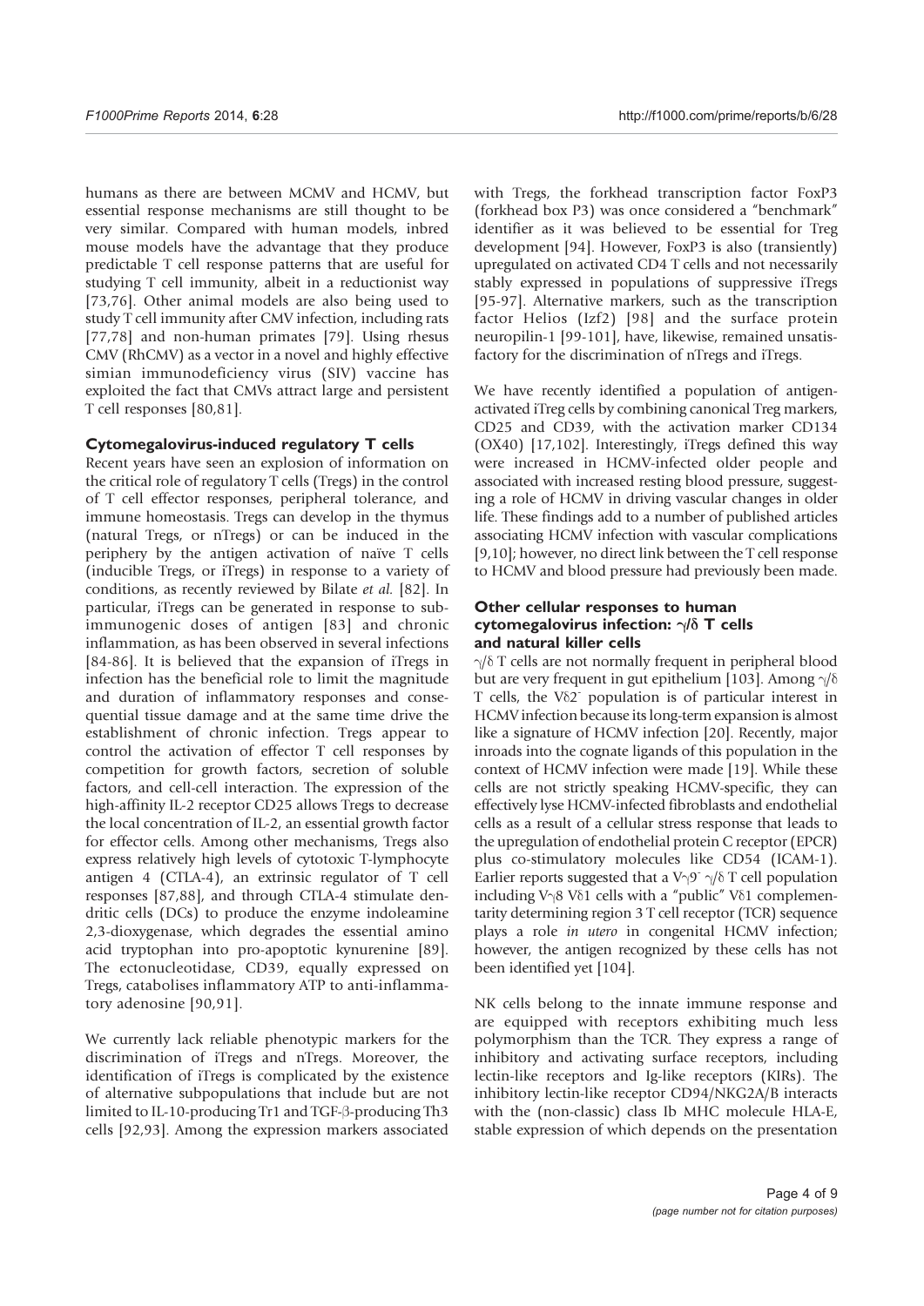humans as there are between MCMV and HCMV, but essential response mechanisms are still thought to be very similar. Compared with human models, inbred mouse models have the advantage that they produce predictable T cell response patterns that are useful for studying T cell immunity, albeit in a reductionist way [73,76]. Other animal models are also being used to study T cell immunity after CMV infection, including rats [77,78] and non-human primates [79]. Using rhesus CMV (RhCMV) as a vector in a novel and highly effective simian immunodeficiency virus (SIV) vaccine has exploited the fact that CMVs attract large and persistent T cell responses [80,81].

## Cytomegalovirus-induced regulatory T cells

Recent years have seen an explosion of information on the critical role of regulatory T cells (Tregs) in the control of T cell effector responses, peripheral tolerance, and immune homeostasis. Tregs can develop in the thymus (natural Tregs, or nTregs) or can be induced in the periphery by the antigen activation of naïve T cells (inducible Tregs, or iTregs) in response to a variety of conditions, as recently reviewed by Bilate *et al.* [82]. In particular, iTregs can be generated in response to sub-immunogenic doses of antigen [83] and chronic inflammation, as has been observed in several infections [84-86]. It is believed that the expansion of iTregs in infection has the beneficial role to limit the magnitude and duration of inflammatory responses and consequential tissue damage and at the same time drive the establishment of chronic infection. Tregs appear to control the activation of effector T cell responses by competition for growth factors, secretion of soluble factors, and cell-cell interaction. The expression of the high-affinity IL-2 receptor CD25 allows Tregs to decrease the local concentration of IL-2, an essential growth factor for effector cells. Among other mechanisms, Tregs also express relatively high levels of cytotoxic T-lymphocyte antigen 4 (CTLA-4), an extrinsic regulator of T cell responses [87,88], and through CTLA-4 stimulate dendritic cells (DCs) to produce the enzyme indoleamine 2,3-dioxygenase, which degrades the essential amino acid tryptophan into pro-apoptotic kynurenine [89]. The ectonucleotidase, CD39, equally expressed on Tregs, catabolises inflammatory ATP to anti-inflammatory adenosine [90,91].

We currently lack reliable phenotypic markers for the discrimination of iTregs and nTregs. Moreover, the identification of iTregs is complicated by the existence of alternative subpopulations that include but are not limited to IL-10-producing Tr1 and TGF-β-producing Th3 cells [92,93]. Among the expression markers associated with Tregs, the forkhead transcription factor FoxP3 (forkhead box P3) was once considered a "benchmark" identifier as it was believed to be essential for Treg development [94]. However, FoxP3 is also (transiently) upregulated on activated CD4 T cells and not necessarily stably expressed in populations of suppressive iTregs [95-97]. Alternative markers, such as the transcription factor Helios (Izf2) [98] and the surface protein neuropilin-1 [99-101], have, likewise, remained unsatisfactory for the discrimination of nTregs and iTregs.

We have recently identified a population of antigen-activated iTreg cells by combining canonical Treg markers, CD25 and CD39, with the activation marker CD134 (OX40) [17,102]. Interestingly, iTregs defined this way were increased in HCMV-infected older people and associated with increased resting blood pressure, suggesting a role of HCMV in driving vascular changes in older life. These findings add to a number of published articles associating HCMV infection with vascular complications [9,10]; however, no direct link between the T cell response to HCMV and blood pressure had previously been made.

## Other cellular responses to human cytomegalovirus infection: γ/δ T cells and natural killer cells

γ/δ T cells are not normally frequent in peripheral blood but are very frequent in gut epithelium [103]. Among γ/δ T cells, the Vδ2$^-$ population is of particular interest in HCMV infection because its long-term expansion is almost like a signature of HCMV infection [20]. Recently, major inroads into the cognate ligands of this population in the context of HCMV infection were made [19]. While these cells are not strictly speaking HCMV-specific, they can effectively lyse HCMV-infected fibroblasts and endothelial cells as a result of a cellular stress response that leads to the upregulation of endothelial protein C receptor (EPCR) plus co-stimulatory molecules like CD54 (ICAM-1). Earlier reports suggested that a Vγ9$^-$ γ/δ T cell population including Vγ8 Vδ1 cells with a "public" Vδ1 complementarity determining region 3 T cell receptor (TCR) sequence plays a role *in utero* in congenital HCMV infection; however, the antigen recognized by these cells has not been identified yet [104].

NK cells belong to the innate immune response and are equipped with receptors exhibiting much less polymorphism than the TCR. They express a range of inhibitory and activating surface receptors, including lectin-like receptors and Ig-like receptors (KIRs). The inhibitory lectin-like receptor CD94/NKG2A/B interacts with the (non-classic) class Ib MHC molecule HLA-E, stable expression of which depends on the presentation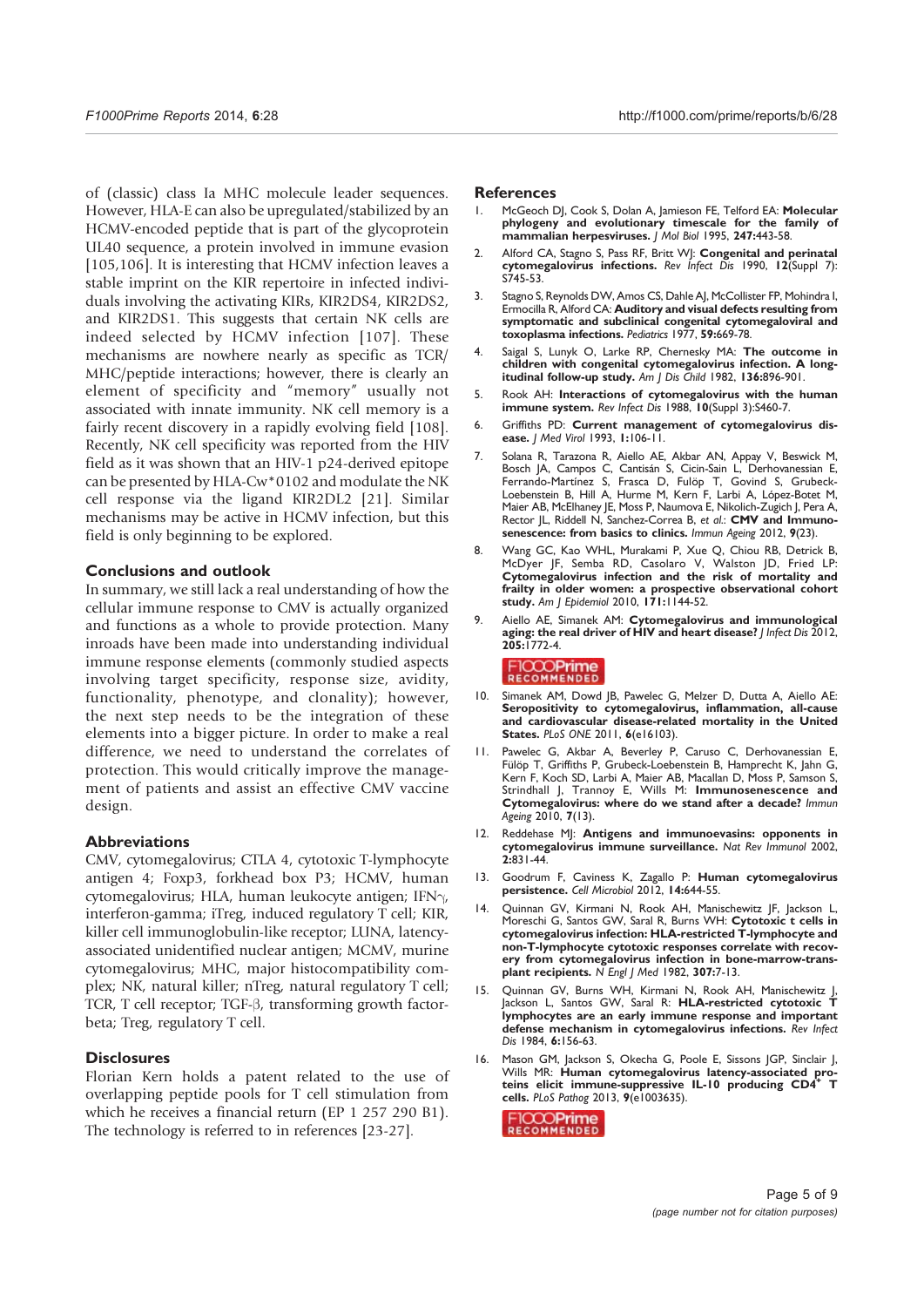of (classic) class Ia MHC molecule leader sequences. However, HLA-E can also be upregulated/stabilized by an HCMV-encoded peptide that is part of the glycoprotein UL40 sequence, a protein involved in immune evasion [105,106]. It is interesting that HCMV infection leaves a stable imprint on the KIR repertoire in infected individuals involving the activating KIRs, KIR2DS4, KIR2DS2, and KIR2DS1. This suggests that certain NK cells are indeed selected by HCMV infection [107]. These mechanisms are nowhere nearly as specific as TCR/MHC/peptide interactions; however, there is clearly an element of specificity and "memory" usually not associated with innate immunity. NK cell memory is a fairly recent discovery in a rapidly evolving field [108]. Recently, NK cell specificity was reported from the HIV field as it was shown that an HIV-1 p24-derived epitope can be presented by HLA-Cw*0102 and modulate the NK cell response via the ligand KIR2DL2 [21]. Similar mechanisms may be active in HCMV infection, but this field is only beginning to be explored.

## Conclusions and outlook

In summary, we still lack a real understanding of how the cellular immune response to CMV is actually organized and functions as a whole to provide protection. Many inroads have been made into understanding individual immune response elements (commonly studied aspects involving target specificity, response size, avidity, functionality, phenotype, and clonality); however, the next step needs to be the integration of these elements into a bigger picture. In order to make a real difference, we need to understand the correlates of protection. This would critically improve the management of patients and assist an effective CMV vaccine design.

## Abbreviations

CMV, cytomegalovirus; CTLA 4, cytotoxic T-lymphocyte antigen 4; Foxp3, forkhead box P3; HCMV, human cytomegalovirus; HLA, human leukocyte antigen; IFN$\gamma$, interferon-gamma; iTreg, induced regulatory T cell; KIR, killer cell immunoglobulin-like receptor; LUNA, latency-associated unidentified nuclear antigen; MCMV, murine cytomegalovirus; MHC, major histocompatibility complex; NK, natural killer; nTreg, natural regulatory T cell; TCR, T cell receptor; TGF-$\beta$, transforming growth factor-beta; Treg, regulatory T cell.

## Disclosures

Florian Kern holds a patent related to the use of overlapping peptide pools for T cell stimulation from which he receives a financial return (EP 1 257 290 B1). The technology is referred to in references [23-27].

## References

1. McGeoch DJ, Cook S, Dolan A, Jamieson FE, Telford EA: **Molecular phylogeny and evolutionary timescale for the family of mammalian herpesviruses.** *J Mol Biol* 1995, **247:**443-58.
2. Alford CA, Stagno S, Pass RF, Britt WJ: **Congenital and perinatal cytomegalovirus infections.** *Rev Infect Dis* 1990, **12**(Suppl 7): S745-53.
3. Stagno S, Reynolds DW, Amos CS, Dahle AJ, McCollister FP, Mohindra I, Ermocilla R, Alford CA: **Auditory and visual defects resulting from symptomatic and subclinical congenital cytomegaloviral and toxoplasma infections.** *Pediatrics* 1977, **59:**669-78.
4. Saigal S, Lunyk O, Larke RP, Chernesky MA: **The outcome in children with congenital cytomegalovirus infection. A longitudinal follow-up study.** *Am J Dis Child* 1982, **136:**896-901.
5. Rook AH: **Interactions of cytomegalovirus with the human immune system.** *Rev Infect Dis* 1988, **10**(Suppl 3):S460-7.
6. Griffiths PD: **Current management of cytomegalovirus disease.** *J Med Virol* 1993, **1:**106-11.
7. Solana R, Tarazona R, Aiello AE, Akbar AN, Appay V, Beswick M, Bosch JA, Campos C, Cantisán S, Cicin-Sain L, Derhovanessian E, Ferrando-Martínez S, Frasca D, Fulöp T, Govind S, Grubeck-Loebenstein B, Hill A, Hurme M, Kern F, Larbi A, López-Botet M, Maier AB, McElhaney JE, Moss P, Naumova E, Nikolich-Zugich J, Pera A, Rector JL, Riddell N, Sanchez-Correa B, *et al.*: **CMV and Immunosenescence: from basics to clinics.** *Immun Ageing* 2012, **9**(23).
8. Wang GC, Kao WHL, Murakami P, Xue Q, Chiou RB, Detrick B, McDyer JF, Semba RD, Casolaro V, Walston JD, Fried LP: **Cytomegalovirus infection and the risk of mortality and frailty in older women: a prospective observational cohort study.** *Am J Epidemiol* 2010, **171:**1144-52.
9. Aiello AE, Simanek AM: **Cytomegalovirus and immunological aging: the real driver of HIV and heart disease?** *J Infect Dis* 2012, **205:**1772-4.

   F1000Prime RECOMMENDED
10. Simanek AM, Dowd JB, Pawelec G, Melzer D, Dutta A, Aiello AE: **Seropositivity to cytomegalovirus, inflammation, all-cause and cardiovascular disease-related mortality in the United States.** *PLoS ONE* 2011, **6**(e16103).
11. Pawelec G, Akbar A, Beverley P, Caruso C, Derhovanessian E, Fülöp T, Griffiths P, Grubeck-Loebenstein B, Hamprecht K, Jahn G, Kern F, Koch SD, Larbi A, Maier AB, Macallan D, Moss P, Samson S, Strindhall J, Trannoy E, Wills M: **Immunosenescence and Cytomegalovirus: where do we stand after a decade?** *Immun Ageing* 2010, **7**(13).
12. Reddehase MJ: **Antigens and immunoevasins: opponents in cytomegalovirus immune surveillance.** *Nat Rev Immunol* 2002, **2:**831-44.
13. Goodrum F, Caviness K, Zagallo P: **Human cytomegalovirus persistence.** *Cell Microbiol* 2012, **14:**644-55.
14. Quinnan GV, Kirmani N, Rook AH, Manischewitz JF, Jackson L, Moreschi G, Santos GW, Saral R, Burns WH: **Cytotoxic t cells in cytomegalovirus infection: HLA-restricted T-lymphocyte and non-T-lymphocyte cytotoxic responses correlate with recovery from cytomegalovirus infection in bone-marrow-transplant recipients.** *N Engl J Med* 1982, **307:**7-13.
15. Quinnan GV, Burns WH, Kirmani N, Rook AH, Manischewitz J, Jackson L, Santos GW, Saral R: **HLA-restricted cytotoxic T lymphocytes are an early immune response and important defense mechanism in cytomegalovirus infections.** *Rev Infect Dis* 1984, **6:**156-63.
16. Mason GM, Jackson S, Okecha G, Poole E, Sissons JGP, Sinclair J, Wills MR: **Human cytomegalovirus latency-associated proteins elicit immune-suppressive IL-10 producing $CD4^+$ T cells.** *PLoS Pathog* 2013, **9**(e1003635).

   F1000Prime RECOMMENDED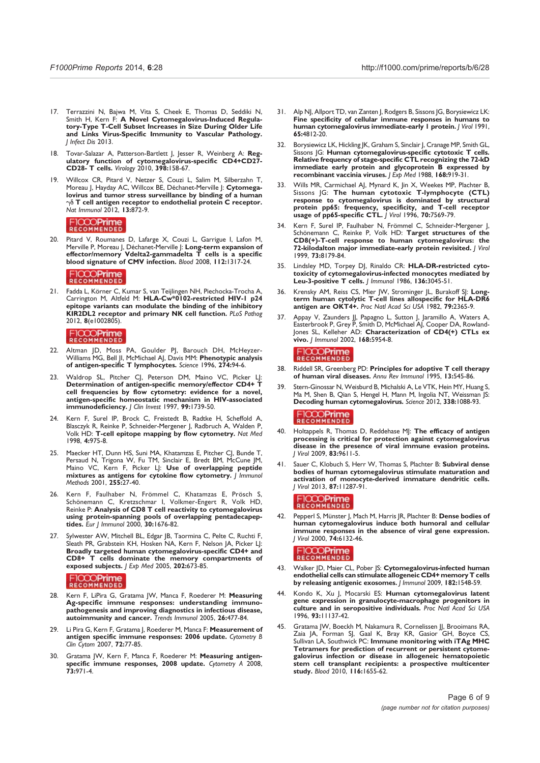17. Terrazzini N, Bajwa M, Vita S, Cheek E, Thomas D, Seddiki N, Smith H, Kern F: **A Novel Cytomegalovirus-Induced Regulatory-Type T-Cell Subset Increases in Size During Older Life and Links Virus-Specific Immunity to Vascular Pathology.** *J Infect Dis* 2013.

18. Tovar-Salazar A, Patterson-Bartlett J, Jesser R, Weinberg A: **Regulatory function of cytomegalovirus-specific CD4+CD27-CD28- T cells.** *Virology* 2010, **398:**158-67.

19. Willcox CR, Pitard V, Netzer S, Couzi L, Salim M, Silberzahn T, Moreau J, Hayday AC, Willcox BE, Déchanet-Merville J: **Cytomegalovirus and tumor stress surveillance by binding of a human γδ T cell antigen receptor to endothelial protein C receptor.** *Nat Immunol* 2012, **13:**872-9.

    F1000Prime RECOMMENDED

20. Pitard V, Roumanes D, Lafarge X, Couzi L, Garrigue I, Lafon M, Merville P, Moreau J, Déchanet-Merville J: **Long-term expansion of effector/memory Vdelta2-gammadelta T cells is a specific blood signature of CMV infection.** *Blood* 2008, **112:**1317-24.

    F1000Prime RECOMMENDED

21. Fadda L, Körner C, Kumar S, van Teijlingen NH, Piechocka-Trocha A, Carrington M, Altfeld M: **HLA-Cw*0102-restricted HIV-1 p24 epitope variants can modulate the binding of the inhibitory KIR2DL2 receptor and primary NK cell function.** *PLoS Pathog* 2012, **8**(e1002805).

    F1000Prime RECOMMENDED

22. Altman JD, Moss PA, Goulder PJ, Barouch DH, McHeyzer-Williams MG, Bell JI, McMichael AJ, Davis MM: **Phenotypic analysis of antigen-specific T lymphocytes.** *Science* 1996, **274:**94-6.

23. Waldrop SL, Pitcher CJ, Peterson DM, Maino VC, Picker LJ: **Determination of antigen-specific memory/effector CD4+ T cell frequencies by flow cytometry: evidence for a novel, antigen-specific homeostatic mechanism in HIV-associated immunodeficiency.** *J Clin Invest* 1997, **99:**1739-50.

24. Kern F, Surel IP, Brock C, Freistedt B, Radtke H, Scheffold A, Blasczyk R, Reinke P, Schneider-Mergener J, Radbruch A, Walden P, Volk HD: **T-cell epitope mapping by flow cytometry.** *Nat Med* 1998, **4:**975-8.

25. Maecker HT, Dunn HS, Suni MA, Khatamzas E, Pitcher CJ, Bunde T, Persaud N, Trigona W, Fu TM, Sinclair E, Bredt BM, McCune JM, Maino VC, Kern F, Picker LJ: **Use of overlapping peptide mixtures as antigens for cytokine flow cytometry.** *J Immunol Methods* 2001, **255:**27-40.

26. Kern F, Faulhaber N, Frömmel C, Khatamzas E, Prösch S, Schönemann C, Kretzschmar I, Volkmer-Engert R, Volk HD, Reinke P: **Analysis of CD8 T cell reactivity to cytomegalovirus using protein-spanning pools of overlapping pentadecapeptides.** *Eur J Immunol* 2000, **30:**1676-82.

27. Sylwester AW, Mitchell BL, Edgar JB, Taormina C, Pelte C, Ruchti F, Sleath PR, Grabstein KH, Hosken NA, Kern F, Nelson JA, Picker LJ: **Broadly targeted human cytomegalovirus-specific CD4+ and CD8+ T cells dominate the memory compartments of exposed subjects.** *J Exp Med* 2005, **202:**673-85.

    F1000Prime RECOMMENDED

28. Kern F, LiPira G, Gratama JW, Manca F, Roederer M: **Measuring Ag-specific immune responses: understanding immunopathogenesis and improving diagnostics in infectious disease, autoimmunity and cancer.** *Trends Immunol* 2005, **26:**477-84.

29. Li Pira G, Kern F, Gratama J, Roederer M, Manca F: **Measurement of antigen specific immune responses: 2006 update.** *Cytometry B Clin Cytom* 2007, **72:**77-85.

30. Gratama JW, Kern F, Manca F, Roederer M: **Measuring antigen-specific immune responses, 2008 update.** *Cytometry A* 2008, **73:**971-4.

31. Alp NJ, Allport TD, van Zanten J, Rodgers B, Sissons JG, Borysiewicz LK: **Fine specificity of cellular immune responses in humans to human cytomegalovirus immediate-early 1 protein.** *J Virol* 1991, **65:**4812-20.

32. Borysiewicz LK, Hickling JK, Graham S, Sinclair J, Cranage MP, Smith GL, Sissons JG: **Human cytomegalovirus-specific cytotoxic T cells. Relative frequency of stage-specific CTL recognizing the 72-kD immediate early protein and glycoprotein B expressed by recombinant vaccinia viruses.** *J Exp Med* 1988, **168:**919-31.

33. Wills MR, Carmichael AJ, Mynard K, Jin X, Weekes MP, Plachter B, Sissons JG: **The human cytotoxic T-lymphocyte (CTL) response to cytomegalovirus is dominated by structural protein pp65: frequency, specificity, and T-cell receptor usage of pp65-specific CTL.** *J Virol* 1996, **70:**7569-79.

34. Kern F, Surel IP, Faulhaber N, Frömmel C, Schneider-Mergener J, Schönemann C, Reinke P, Volk HD: **Target structures of the CD8(+)-T-cell response to human cytomegalovirus: the 72-kilodalton major immediate-early protein revisited.** *J Virol* 1999, **73:**8179-84.

35. Lindsley MD, Torpey DJ, Rinaldo CR: **HLA-DR-restricted cytotoxicity of cytomegalovirus-infected monocytes mediated by Leu-3-positive T cells.** *J Immunol* 1986, **136:**3045-51.

36. Krensky AM, Reiss CS, Mier JW, Strominger JL, Burakoff SJ: **Long-term human cytolytic T-cell lines allospecific for HLA-DR6 antigen are OKT4+.** *Proc Natl Acad Sci USA* 1982, **79:**2365-9.

37. Appay V, Zaunders JJ, Papagno L, Sutton J, Jaramillo A, Waters A, Easterbrook P, Grey P, Smith D, McMichael AJ, Cooper DA, Rowland-Jones SL, Kelleher AD: **Characterization of CD4(+) CTLs ex vivo.** *J Immunol* 2002, **168:**5954-8.

    F1000Prime RECOMMENDED

38. Riddell SR, Greenberg PD: **Principles for adoptive T cell therapy of human viral diseases.** *Annu Rev Immunol* 1995, **13:**545-86.

39. Stern-Ginossar N, Weisburd B, Michalski A, Le VTK, Hein MY, Huang S, Ma M, Shen B, Qian S, Hengel H, Mann M, Ingolia NT, Weissman JS: **Decoding human cytomegalovirus.** *Science* 2012, **338:**1088-93.

    F1000Prime RECOMMENDED

40. Holtappels R, Thomas D, Reddehase MJ: **The efficacy of antigen processing is critical for protection against cytomegalovirus disease in the presence of viral immune evasion proteins.** *J Virol* 2009, **83:**9611-5.

41. Sauer C, Klobuch S, Herr W, Thomas S, Plachter B: **Subviral dense bodies of human cytomegalovirus stimulate maturation and activation of monocyte-derived immature dendritic cells.** *J Virol* 2013, **87:**11287-91.

    F1000Prime RECOMMENDED

42. Pepperl S, Münster J, Mach M, Harris JR, Plachter B: **Dense bodies of human cytomegalovirus induce both humoral and cellular immune responses in the absence of viral gene expression.** *J Virol* 2000, **74:**6132-46.

    F1000Prime RECOMMENDED

43. Walker JD, Maier CL, Pober JS: **Cytomegalovirus-infected human endothelial cells can stimulate allogeneic CD4+ memory T cells by releasing antigenic exosomes.** *J Immunol* 2009, **182:**1548-59.

44. Kondo K, Xu J, Mocarski ES: **Human cytomegalovirus latent gene expression in granulocyte-macrophage progenitors in culture and in seropositive individuals.** *Proc Natl Acad Sci USA* 1996, **93:**11137-42.

45. Gratama JW, Boeckh M, Nakamura R, Cornelissen JJ, Brooimans RA, Zaia JA, Forman SJ, Gaal K, Bray KR, Gasior GH, Boyce CS, Sullivan LA, Southwick PC: **Immune monitoring with iTAg MHC Tetramers for prediction of recurrent or persistent cytomegalovirus infection or disease in allogeneic hematopoietic stem cell transplant recipients: a prospective multicenter study.** *Blood* 2010, **116:**1655-62.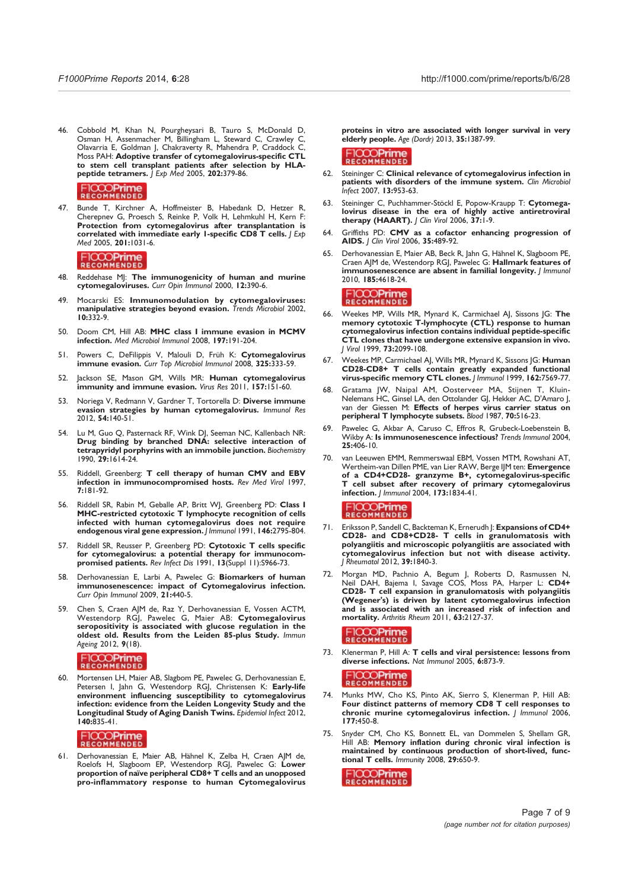46. Cobbold M, Khan N, Pourgheysari B, Tauro S, McDonald D, Osman H, Assenmacher M, Billingham L, Steward C, Crawley C, Olavarria E, Goldman J, Chakraverty R, Mahendra P, Craddock C, Moss PAH: **Adoptive transfer of cytomegalovirus-specific CTL to stem cell transplant patients after selection by HLA-peptide tetramers.** *J Exp Med* 2005, **202:**379-86.

F1000Prime RECOMMENDED

47. Bunde T, Kirchner A, Hoffmeister B, Habedank D, Hetzer R, Cherepnev G, Proesch S, Reinke P, Volk H, Lehmkuhl H, Kern F: **Protection from cytomegalovirus after transplantation is correlated with immediate early 1-specific CD8 T cells.** *J Exp Med* 2005, **201:**1031-6.

F1000Prime RECOMMENDED

48. Reddehase MJ: **The immunogenicity of human and murine cytomegaloviruses.** *Curr Opin Immunol* 2000, **12:**390-6.

49. Mocarski ES: **Immunomodulation by cytomegaloviruses: manipulative strategies beyond evasion.** *Trends Microbiol* 2002, **10:**332-9.

50. Doom CM, Hill AB: **MHC class I immune evasion in MCMV infection.** *Med Microbiol Immunol* 2008, **197:**191-204.

51. Powers C, DeFilippis V, Malouli D, Früh K: **Cytomegalovirus immune evasion.** *Curr Top Microbiol Immunol* 2008, **325:**333-59.

52. Jackson SE, Mason GM, Wills MR: **Human cytomegalovirus immunity and immune evasion.** *Virus Res* 2011, **157:**151-60.

53. Noriega V, Redmann V, Gardner T, Tortorella D: **Diverse immune evasion strategies by human cytomegalovirus.** *Immunol Res* 2012, **54:**140-51.

54. Lu M, Guo Q, Pasternack RF, Wink DJ, Seeman NC, Kallenbach NR: **Drug binding by branched DNA: selective interaction of tetrapyridyl porphyrins with an immobile junction.** *Biochemistry* 1990, **29:**1614-24.

55. Riddell, Greenberg: **T cell therapy of human CMV and EBV infection in immunocompromised hosts.** *Rev Med Virol* 1997, **7:**181-92.

56. Riddell SR, Rabin M, Geballe AP, Britt WJ, Greenberg PD: **Class I MHC-restricted cytotoxic T lymphocyte recognition of cells infected with human cytomegalovirus does not require endogenous viral gene expression.** *J Immunol* 1991, **146:**2795-804.

57. Riddell SR, Reusser P, Greenberg PD: **Cytotoxic T cells specific for cytomegalovirus: a potential therapy for immunocompromised patients.** *Rev Infect Dis* 1991, **13**(Suppl 11):S966-73.

58. Derhovanessian E, Larbi A, Pawelec G: **Biomarkers of human immunosenescence: impact of Cytomegalovirus infection.** *Curr Opin Immunol* 2009, **21:**440-5.

59. Chen S, Craen AJM de, Raz Y, Derhovanessian E, Vossen ACTM, Westendorp RGJ, Pawelec G, Maier AB: **Cytomegalovirus seropositivity is associated with glucose regulation in the oldest old. Results from the Leiden 85-plus Study.** *Immun Ageing* 2012, **9**(18).

F1000Prime RECOMMENDED

60. Mortensen LH, Maier AB, Slagbom PE, Pawelec G, Derhovanessian E, Petersen I, Jahn G, Westendorp RGJ, Christensen K: **Early-life environment influencing susceptibility to cytomegalovirus infection: evidence from the Leiden Longevity Study and the Longitudinal Study of Aging Danish Twins.** *Epidemiol Infect* 2012, **140:**835-41.

F1000Prime RECOMMENDED

61. Derhovanessian E, Maier AB, Hähnel K, Zelba H, Craen AJM de, Roelofs H, Slagboom EP, Westendorp RGJ, Pawelec G: **Lower proportion of naïve peripheral CD8+ T cells and an unopposed pro-inflammatory response to human Cytomegalovirus proteins in vitro are associated with longer survival in very elderly people.** *Age (Dordr)* 2013, **35:**1387-99.

F1000Prime RECOMMENDED

62. Steininger C: **Clinical relevance of cytomegalovirus infection in patients with disorders of the immune system.** *Clin Microbiol Infect* 2007, **13:**953-63.

63. Steininger C, Puchhammer-Stöckl E, Popow-Kraupp T: **Cytomegalovirus disease in the era of highly active antiretroviral therapy (HAART).** *J Clin Virol* 2006, **37:**1-9.

64. Griffiths PD: **CMV as a cofactor enhancing progression of AIDS.** *J Clin Virol* 2006, **35:**489-92.

65. Derhovanessian E, Maier AB, Beck R, Jahn G, Hähnel K, Slagboom PE, Craen AJM de, Westendorp RGJ, Pawelec G: **Hallmark features of immunosenescence are absent in familial longevity.** *J Immunol* 2010, **185:**4618-24.

F1000Prime RECOMMENDED

66. Weekes MP, Wills MR, Mynard K, Carmichael AJ, Sissons JG: **The memory cytotoxic T-lymphocyte (CTL) response to human cytomegalovirus infection contains individual peptide-specific CTL clones that have undergone extensive expansion in vivo.** *J Virol* 1999, **73:**2099-108.

67. Weekes MP, Carmichael AJ, Wills MR, Mynard K, Sissons JG: **Human CD28-CD8+ T cells contain greatly expanded functional virus-specific memory CTL clones.** *J Immunol* 1999, **162:**7569-77.

68. Gratama JW, Naipal AM, Oosterveer MA, Stijnen T, Kluin-Nelemans HC, Ginsel LA, den Ottolander GJ, Hekker AC, D'Amaro J, van der Giessen M: **Effects of herpes virus carrier status on peripheral T lymphocyte subsets.** *Blood* 1987, **70:**516-23.

69. Pawelec G, Akbar A, Caruso C, Effros R, Grubeck-Loebenstein B, Wikby A: **Is immunosenescence infectious?** *Trends Immunol* 2004, **25:**406-10.

70. van Leeuwen EMM, Remmerswaal EBM, Vossen MTM, Rowshani AT, Wertheim-van Dillen PME, van Lier RAW, Berge IJM ten: **Emergence of a CD4+CD28- granzyme B+, cytomegalovirus-specific T cell subset after recovery of primary cytomegalovirus infection.** *J Immunol* 2004, **173:**1834-41.

F1000Prime RECOMMENDED

71. Eriksson P, Sandell C, Backteman K, Ernerudh J: **Expansions of CD4+ CD28- and CD8+CD28- T cells in granulomatosis with polyangiitis and microscopic polyangiitis are associated with cytomegalovirus infection but not with disease activity.** *J Rheumatol* 2012, **39:**1840-3.

72. Morgan MD, Pachnio A, Begum J, Roberts D, Rasmussen N, Neil DAH, Bajema I, Savage COS, Moss PA, Harper L: **CD4+ CD28- T cell expansion in granulomatosis with polyangiitis (Wegener's) is driven by latent cytomegalovirus infection and is associated with an increased risk of infection and mortality.** *Arthritis Rheum* 2011, **63:**2127-37.

F1000Prime RECOMMENDED

73. Klenerman P, Hill A: **T cells and viral persistence: lessons from diverse infections.** *Nat Immunol* 2005, **6:**873-9.

F1000Prime RECOMMENDED

74. Munks MW, Cho KS, Pinto AK, Sierro S, Klenerman P, Hill AB: **Four distinct patterns of memory CD8 T cell responses to chronic murine cytomegalovirus infection.** *J Immunol* 2006, **177:**450-8.

75. Snyder CM, Cho KS, Bonnett EL, van Dommelen S, Shellam GR, Hill AB: **Memory inflation during chronic viral infection is maintained by continuous production of short-lived, functional T cells.** *Immunity* 2008, **29:**650-9.

F1000Prime RECOMMENDED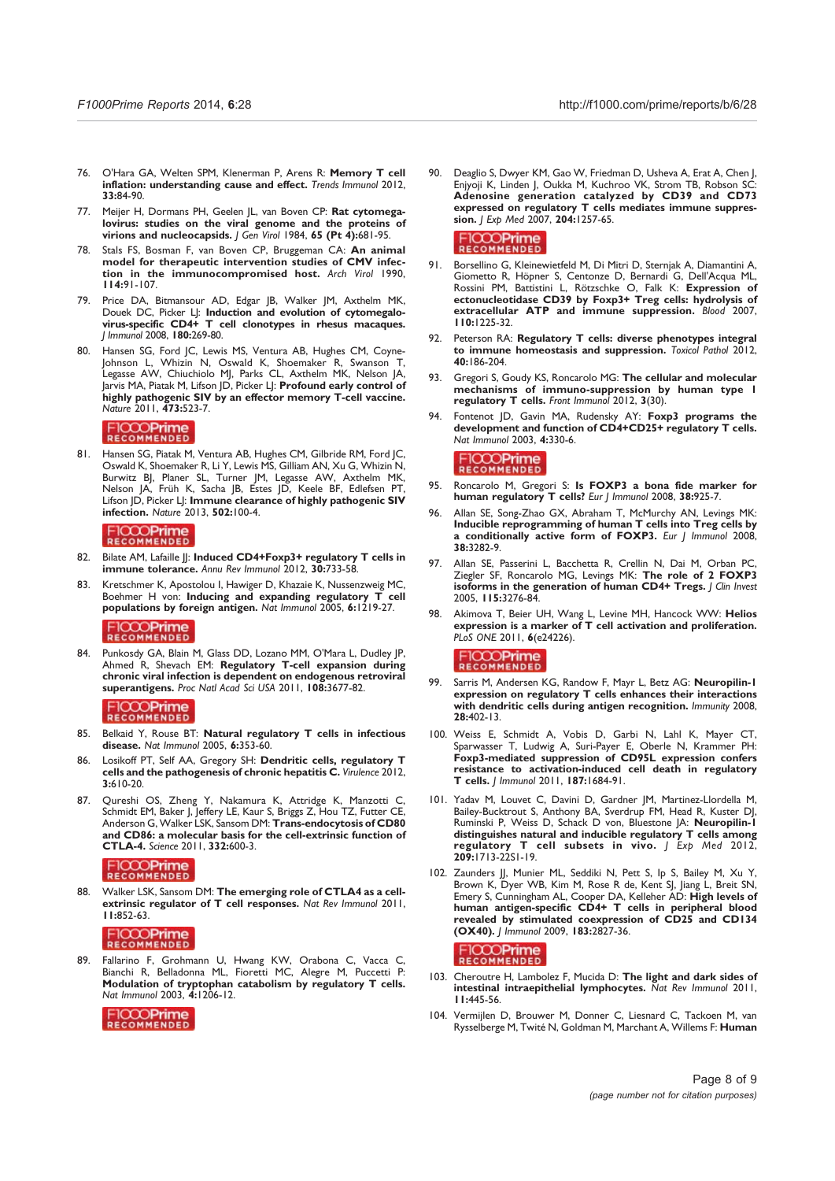76. O'Hara GA, Welten SPM, Klenerman P, Arens R: **Memory T cell inflation: understanding cause and effect.** *Trends Immunol* 2012, **33:**84-90.

77. Meijer H, Dormans PH, Geelen JL, van Boven CP: **Rat cytomegalovirus: studies on the viral genome and the proteins of virions and nucleocapsids.** *J Gen Virol* 1984, **65 (Pt 4):**681-95.

78. Stals FS, Bosman F, van Boven CP, Bruggeman CA: **An animal model for therapeutic intervention studies of CMV infection in the immunocompromised host.** *Arch Virol* 1990, **114:**91-107.

79. Price DA, Bitmansour AD, Edgar JB, Walker JM, Axthelm MK, Douek DC, Picker LJ: **Induction and evolution of cytomegalovirus-specific CD4+ T cell clonotypes in rhesus macaques.** *J Immunol* 2008, **180:**269-80.

80. Hansen SG, Ford JC, Lewis MS, Ventura AB, Hughes CM, Coyne-Johnson L, Whizin N, Oswald K, Shoemaker R, Swanson T, Legasse AW, Chiuchiolo MJ, Parks CL, Axthelm MK, Nelson JA, Jarvis MA, Piatak M, Lifson JD, Picker LJ: **Profound early control of highly pathogenic SIV by an effector memory T-cell vaccine.** *Nature* 2011, **473:**523-7.

F1000Prime RECOMMENDED

81. Hansen SG, Piatak M, Ventura AB, Hughes CM, Gilbride RM, Ford JC, Oswald K, Shoemaker R, Li Y, Lewis MS, Gilliam AN, Xu G, Whizin N, Burwitz BJ, Planer SL, Turner JM, Legasse AW, Axthelm MK, Nelson JA, Früh K, Sacha JB, Estes JD, Keele BF, Edlefsen PT, Lifson JD, Picker LJ: **Immune clearance of highly pathogenic SIV infection.** *Nature* 2013, **502:**100-4.

F1000Prime RECOMMENDED

82. Bilate AM, Lafaille JJ: **Induced CD4+Foxp3+ regulatory T cells in immune tolerance.** *Annu Rev Immunol* 2012, **30:**733-58.

83. Kretschmer K, Apostolou I, Hawiger D, Khazaie K, Nussenzweig MC, Boehmer H von: **Inducing and expanding regulatory T cell populations by foreign antigen.** *Nat Immunol* 2005, **6:**1219-27.

F1000Prime RECOMMENDED

84. Punkosdy GA, Blain M, Glass DD, Lozano MM, O'Mara L, Dudley JP, Ahmed R, Shevach EM: **Regulatory T-cell expansion during chronic viral infection is dependent on endogenous retroviral superantigens.** *Proc Natl Acad Sci USA* 2011, **108:**3677-82.

F1000Prime RECOMMENDED

85. Belkaid Y, Rouse BT: **Natural regulatory T cells in infectious disease.** *Nat Immunol* 2005, **6:**353-60.

86. Losikoff PT, Self AA, Gregory SH: **Dendritic cells, regulatory T cells and the pathogenesis of chronic hepatitis C.** *Virulence* 2012, **3:**610-20.

87. Qureshi OS, Zheng Y, Nakamura K, Attridge K, Manzotti C, Schmidt EM, Baker J, Jeffery LE, Kaur S, Briggs Z, Hou TZ, Futter CE, Anderson G, Walker LSK, Sansom DM: **Trans-endocytosis of CD80 and CD86: a molecular basis for the cell-extrinsic function of CTLA-4.** *Science* 2011, **332:**600-3.

F1000Prime RECOMMENDED

88. Walker LSK, Sansom DM: **The emerging role of CTLA4 as a cell-extrinsic regulator of T cell responses.** *Nat Rev Immunol* 2011, **11:**852-63.

F1000Prime RECOMMENDED

89. Fallarino F, Grohmann U, Hwang KW, Orabona C, Vacca C, Bianchi R, Belladonna ML, Fioretti MC, Alegre M, Puccetti P: **Modulation of tryptophan catabolism by regulatory T cells.** *Nat Immunol* 2003, **4:**1206-12.

F1000Prime RECOMMENDED

90. Deaglio S, Dwyer KM, Gao W, Friedman D, Usheva A, Erat A, Chen J, Enjyoji K, Linden J, Oukka M, Kuchroo VK, Strom TB, Robson SC: **Adenosine generation catalyzed by CD39 and CD73 expressed on regulatory T cells mediates immune suppression.** *J Exp Med* 2007, **204:**1257-65.

F1000Prime RECOMMENDED

91. Borsellino G, Kleinewietfeld M, Di Mitri D, Sternjak A, Diamantini A, Giometto R, Höpner S, Centonze D, Bernardi G, Dell'Acqua ML, Rossini PM, Battistini L, Rötzschke O, Falk K: **Expression of ectonucleotidase CD39 by Foxp3+ Treg cells: hydrolysis of extracellular ATP and immune suppression.** *Blood* 2007, **110:**1225-32.

92. Peterson RA: **Regulatory T cells: diverse phenotypes integral to immune homeostasis and suppression.** *Toxicol Pathol* 2012, **40:**186-204.

93. Gregori S, Goudy KS, Roncarolo MG: **The cellular and molecular mechanisms of immuno-suppression by human type 1 regulatory T cells.** *Front Immunol* 2012, **3**(30).

94. Fontenot JD, Gavin MA, Rudensky AY: **Foxp3 programs the development and function of CD4+CD25+ regulatory T cells.** *Nat Immunol* 2003, **4:**330-6.

F1000Prime RECOMMENDED

95. Roncarolo M, Gregori S: **Is FOXP3 a bona fide marker for human regulatory T cells?** *Eur J Immunol* 2008, **38:**925-7.

96. Allan SE, Song-Zhao GX, Abraham T, McMurchy AN, Levings MK: **Inducible reprogramming of human T cells into Treg cells by a conditionally active form of FOXP3.** *Eur J Immunol* 2008, **38:**3282-9.

97. Allan SE, Passerini L, Bacchetta R, Crellin N, Dai M, Orban PC, Ziegler SF, Roncarolo MG, Levings MK: **The role of 2 FOXP3 isoforms in the generation of human CD4+ Tregs.** *J Clin Invest* 2005, **115:**3276-84.

98. Akimova T, Beier UH, Wang L, Levine MH, Hancock WW: **Helios expression is a marker of T cell activation and proliferation.** *PLoS ONE* 2011, **6**(e24226).

F1000Prime RECOMMENDED

99. Sarris M, Andersen KG, Randow F, Mayr L, Betz AG: **Neuropilin-1 expression on regulatory T cells enhances their interactions with dendritic cells during antigen recognition.** *Immunity* 2008, **28:**402-13.

100. Weiss E, Schmidt A, Vobis D, Garbi N, Lahl K, Mayer CT, Sparwasser T, Ludwig A, Suri-Payer E, Oberle N, Krammer PH: **Foxp3-mediated suppression of CD95L expression confers resistance to activation-induced cell death in regulatory T cells.** *J Immunol* 2011, **187:**1684-91.

101. Yadav M, Louvet C, Davini D, Gardner JM, Martinez-Llordella M, Bailey-Bucktrout S, Anthony BA, Sverdrup FM, Head R, Kuster DJ, Ruminski P, Weiss D, Schack D von, Bluestone JA: **Neuropilin-1 distinguishes natural and inducible regulatory T cells among regulatory T cell subsets in vivo.** *J Exp Med* 2012, **209:**1713-22S1-19.

102. Zaunders JJ, Munier ML, Seddiki N, Pett S, Ip S, Bailey M, Xu Y, Brown K, Dyer WB, Kim M, Rose R de, Kent SJ, Jiang L, Breit SN, Emery S, Cunningham AL, Cooper DA, Kelleher AD: **High levels of human antigen-specific CD4+ T cells in peripheral blood revealed by stimulated coexpression of CD25 and CD134 (OX40).** *J Immunol* 2009, **183:**2827-36.

F1000Prime RECOMMENDED

103. Cheroutre H, Lambolez F, Mucida D: **The light and dark sides of intestinal intraepithelial lymphocytes.** *Nat Rev Immunol* 2011, **11:**445-56.

104. Vermijlen D, Brouwer M, Donner C, Liesnard C, Tackoen M, van Rysselberge M, Twité N, Goldman M, Marchant A, Willems F: **Human**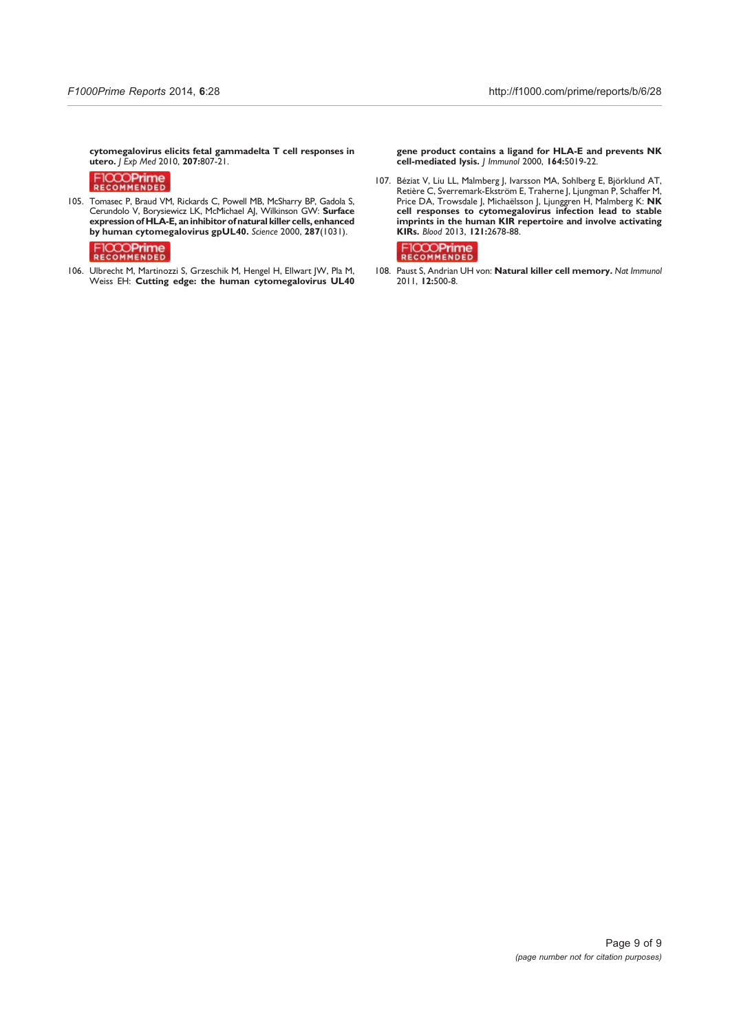**cytomegalovirus elicits fetal gammadelta T cell responses in utero.** *J Exp Med* 2010, **207:**807-21.

F1000Prime RECOMMENDED

105. Tomasec P, Braud VM, Rickards C, Powell MB, McSharry BP, Gadola S, Cerundolo V, Borysiewicz LK, McMichael AJ, Wilkinson GW: **Surface expression of HLA-E, an inhibitor of natural killer cells, enhanced by human cytomegalovirus gpUL40.** *Science* 2000, **287**(1031).

F1000Prime RECOMMENDED

106. Ulbrecht M, Martinozzi S, Grzeschik M, Hengel H, Ellwart JW, Pla M, Weiss EH: **Cutting edge: the human cytomegalovirus UL40 gene product contains a ligand for HLA-E and prevents NK cell-mediated lysis.** *J Immunol* 2000, **164:**5019-22.

107. Béziat V, Liu LL, Malmberg J, Ivarsson MA, Sohlberg E, Björklund AT, Retière C, Sverremark-Ekström E, Traherne J, Ljungman P, Schaffer M, Price DA, Trowsdale J, Michaëlsson J, Ljunggren H, Malmberg K: **NK cell responses to cytomegalovirus infection lead to stable imprints in the human KIR repertoire and involve activating KIRs.** *Blood* 2013, **121:**2678-88.

F1000Prime RECOMMENDED

108. Paust S, Andrian UH von: **Natural killer cell memory.** *Nat Immunol* 2011, **12:**500-8.